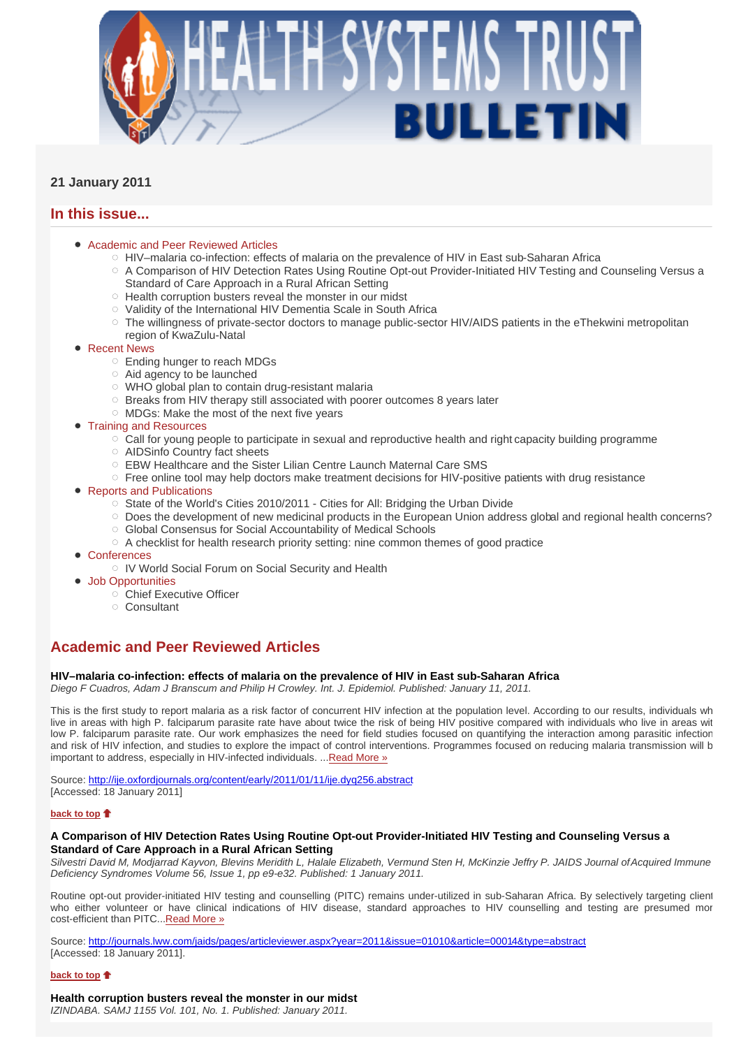**21 January 2011**

## In this issue...

- Academic and Peer Reviewed Articles
  - HIV–malaria co-infection: effects of malaria on the prevalence of HIV in East sub-Saharan Africa
  - A Comparison of HIV Detection Rates Using Routine Opt-out Provider-Initiated HIV Testing and Counseling Versus a Standard of Care Approach in a Rural African Setting
  - Health corruption busters reveal the monster in our midst
  - Validity of the International HIV Dementia Scale in South Africa
  - The willingness of private-sector doctors to manage public-sector HIV/AIDS patients in the eThekwini metropolitan region of KwaZulu-Natal
- Recent News
  - Ending hunger to reach MDGs
  - Aid agency to be launched
  - WHO global plan to contain drug-resistant malaria
  - Breaks from HIV therapy still associated with poorer outcomes 8 years later
  - MDGs: Make the most of the next five years
- Training and Resources
  - Call for young people to participate in sexual and reproductive health and right capacity building programme
  - AIDSinfo Country fact sheets
  - EBW Healthcare and the Sister Lilian Centre Launch Maternal Care SMS
  - Free online tool may help doctors make treatment decisions for HIV-positive patients with drug resistance
- Reports and Publications
  - State of the World's Cities 2010/2011 - Cities for All: Bridging the Urban Divide
  - Does the development of new medicinal products in the European Union address global and regional health concerns?
  - Global Consensus for Social Accountability of Medical Schools
  - A checklist for health research priority setting: nine common themes of good practice
- Conferences
  - IV World Social Forum on Social Security and Health
- Job Opportunities
  - Chief Executive Officer
  - Consultant

## Academic and Peer Reviewed Articles

**HIV–malaria co-infection: effects of malaria on the prevalence of HIV in East sub-Saharan Africa**
*Diego F Cuadros, Adam J Branscum and Philip H Crowley. Int. J. Epidemiol. Published: January 11, 2011.*

This is the first study to report malaria as a risk factor of concurrent HIV infection at the population level. According to our results, individuals wh live in areas with high P. falciparum parasite rate have about twice the risk of being HIV positive compared with individuals who live in areas wit low P. falciparum parasite rate. Our work emphasizes the need for field studies focused on quantifying the interaction among parasitic infection and risk of HIV infection, and studies to explore the impact of control interventions. Programmes focused on reducing malaria transmission will b important to address, especially in HIV-infected individuals. ...Read More »

Source: http://ije.oxfordjournals.org/content/early/2011/01/11/ije.dyq256.abstract
[Accessed: 18 January 2011]

**back to top**

**A Comparison of HIV Detection Rates Using Routine Opt-out Provider-Initiated HIV Testing and Counseling Versus a Standard of Care Approach in a Rural African Setting**
*Silvestri David M, Modjarrad Kayvon, Blevins Meridith L, Halale Elizabeth, Vermund Sten H, McKinzie Jeffry P. JAIDS Journal of Acquired Immune Deficiency Syndromes Volume 56, Issue 1, pp e9-e32. Published: 1 January 2011.*

Routine opt-out provider-initiated HIV testing and counselling (PITC) remains under-utilized in sub-Saharan Africa. By selectively targeting client who either volunteer or have clinical indications of HIV disease, standard approaches to HIV counselling and testing are presumed mor cost-efficient than PITC...Read More »

Source: http://journals.lww.com/jaids/pages/articleviewer.aspx?year=2011&issue=01010&article=00014&type=abstract
[Accessed: 18 January 2011].

**back to top**

**Health corruption busters reveal the monster in our midst**
*IZINDABA. SAMJ 1155 Vol. 101, No. 1. Published: January 2011.*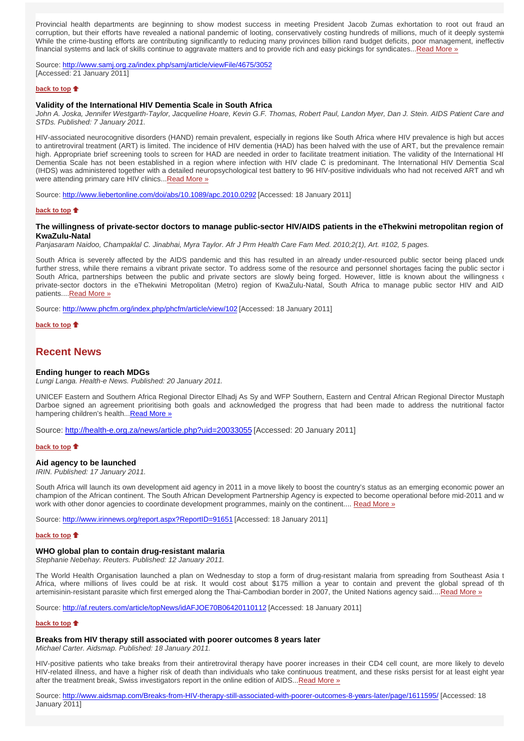Provincial health departments are beginning to show modest success in meeting President Jacob Zumas exhortation to root out fraud an corruption, but their efforts have revealed a national pandemic of looting, conservatively costing hundreds of millions, much of it deeply systemi While the crime-busting efforts are contributing significantly to reducing many provinces billion rand budget deficits, poor management, ineffectiv financial systems and lack of skills continue to aggravate matters and to provide rich and easy pickings for syndicates...Read More »

Source: http://www.samj.org.za/index.php/samj/article/viewFile/4675/3052
[Accessed: 21 January 2011]

**back to top**

### Validity of the International HIV Dementia Scale in South Africa

*John A. Joska, Jennifer Westgarth-Taylor, Jacqueline Hoare, Kevin G.F. Thomas, Robert Paul, Landon Myer, Dan J. Stein. AIDS Patient Care and STDs. Published: 7 January 2011.*

HIV-associated neurocognitive disorders (HAND) remain prevalent, especially in regions like South Africa where HIV prevalence is high but acces to antiretroviral treatment (ART) is limited. The incidence of HIV dementia (HAD) has been halved with the use of ART, but the prevalence remain high. Appropriate brief screening tools to screen for HAD are needed in order to facilitate treatment initiation. The validity of the International HI Dementia Scale has not been established in a region where infection with HIV clade C is predominant. The International HIV Dementia Scal (IHDS) was administered together with a detailed neuropsychological test battery to 96 HIV-positive individuals who had not received ART and wh were attending primary care HIV clinics...Read More »

Source: http://www.liebertonline.com/doi/abs/10.1089/apc.2010.0292 [Accessed: 18 January 2011]

**back to top**

### The willingness of private-sector doctors to manage public-sector HIV/AIDS patients in the eThekwini metropolitan region of KwaZulu-Natal

*Panjasaram Naidoo, Champaklal C. Jinabhai, Myra Taylor. Afr J Prm Health Care Fam Med. 2010;2(1), Art. #102, 5 pages.*

South Africa is severely affected by the AIDS pandemic and this has resulted in an already under-resourced public sector being placed unde further stress, while there remains a vibrant private sector. To address some of the resource and personnel shortages facing the public sector i South Africa, partnerships between the public and private sectors are slowly being forged. However, little is known about the willingness o private-sector doctors in the eThekwini Metropolitan (Metro) region of KwaZulu-Natal, South Africa to manage public sector HIV and AID patients....Read More »

Source: http://www.phcfm.org/index.php/phcfm/article/view/102 [Accessed: 18 January 2011]

**back to top**

## Recent News

### Ending hunger to reach MDGs

*Lungi Langa. Health-e News. Published: 20 January 2011.*

UNICEF Eastern and Southern Africa Regional Director Elhadj As Sy and WFP Southern, Eastern and Central African Regional Director Mustaph Darboe signed an agreement prioritising both goals and acknowledged the progress that had been made to address the nutritional factor hampering children's health...Read More »

Source: http://health-e.org.za/news/article.php?uid=20033055 [Accessed: 20 January 2011]

**back to top**

### Aid agency to be launched

*IRIN. Published: 17 January 2011.*

South Africa will launch its own development aid agency in 2011 in a move likely to boost the country's status as an emerging economic power an champion of the African continent. The South African Development Partnership Agency is expected to become operational before mid-2011 and w work with other donor agencies to coordinate development programmes, mainly on the continent.... Read More »

Source: http://www.irinnews.org/report.aspx?ReportID=91651 [Accessed: 18 January 2011]

**back to top**

### WHO global plan to contain drug-resistant malaria

*Stephanie Nebehay. Reuters. Published: 12 January 2011.*

The World Health Organisation launched a plan on Wednesday to stop a form of drug-resistant malaria from spreading from Southeast Asia t Africa, where millions of lives could be at risk. It would cost about $175 million a year to contain and prevent the global spread of th artemisinin-resistant parasite which first emerged along the Thai-Cambodian border in 2007, the United Nations agency said....Read More »

Source: http://af.reuters.com/article/topNews/idAFJOE70B06420110112 [Accessed: 18 January 2011]

**back to top**

### Breaks from HIV therapy still associated with poorer outcomes 8 years later

*Michael Carter. Aidsmap. Published: 18 January 2011.*

HIV-positive patients who take breaks from their antiretroviral therapy have poorer increases in their CD4 cell count, are more likely to develo HIV-related illness, and have a higher risk of death than individuals who take continuous treatment, and these risks persist for at least eight year after the treatment break, Swiss investigators report in the online edition of AIDS...Read More »

Source: http://www.aidsmap.com/Breaks-from-HIV-therapy-still-associated-with-poorer-outcomes-8-years-later/page/1611595/ [Accessed: 18 January 2011]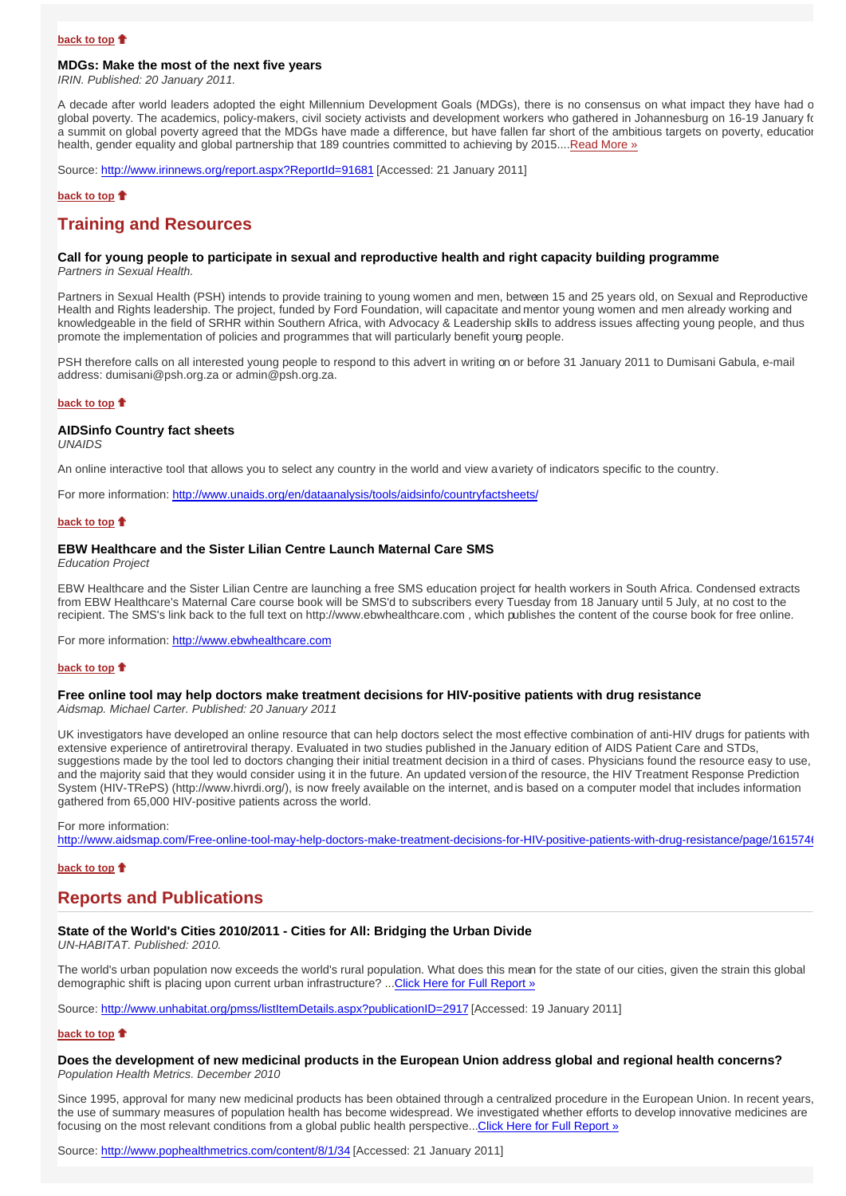**back to top**

### MDGs: Make the most of the next five years

*IRIN. Published: 20 January 2011.*

A decade after world leaders adopted the eight Millennium Development Goals (MDGs), there is no consensus on what impact they have had o global poverty. The academics, policy-makers, civil society activists and development workers who gathered in Johannesburg on 16-19 January fo a summit on global poverty agreed that the MDGs have made a difference, but have fallen far short of the ambitious targets on poverty, educatior health, gender equality and global partnership that 189 countries committed to achieving by 2015....Read More »

Source: http://www.irinnews.org/report.aspx?ReportId=91681 [Accessed: 21 January 2011]

**back to top**

## Training and Resources

### Call for young people to participate in sexual and reproductive health and right capacity building programme

*Partners in Sexual Health.*

Partners in Sexual Health (PSH) intends to provide training to young women and men, between 15 and 25 years old, on Sexual and Reproductive Health and Rights leadership. The project, funded by Ford Foundation, will capacitate and mentor young women and men already working and knowledgeable in the field of SRHR within Southern Africa, with Advocacy & Leadership skills to address issues affecting young people, and thus promote the implementation of policies and programmes that will particularly benefit young people.

PSH therefore calls on all interested young people to respond to this advert in writing on or before 31 January 2011 to Dumisani Gabula, e-mail address: dumisani@psh.org.za or admin@psh.org.za.

**back to top**

### AIDSinfo Country fact sheets

*UNAIDS*

An online interactive tool that allows you to select any country in the world and view a variety of indicators specific to the country.

For more information: http://www.unaids.org/en/dataanalysis/tools/aidsinfo/countryfactsheets/

**back to top**

### EBW Healthcare and the Sister Lilian Centre Launch Maternal Care SMS

*Education Project*

EBW Healthcare and the Sister Lilian Centre are launching a free SMS education project for health workers in South Africa. Condensed extracts from EBW Healthcare's Maternal Care course book will be SMS'd to subscribers every Tuesday from 18 January until 5 July, at no cost to the recipient. The SMS's link back to the full text on http://www.ebwhealthcare.com , which publishes the content of the course book for free online.

For more information: http://www.ebwhealthcare.com

**back to top**

### Free online tool may help doctors make treatment decisions for HIV-positive patients with drug resistance

*Aidsmap. Michael Carter. Published: 20 January 2011*

UK investigators have developed an online resource that can help doctors select the most effective combination of anti-HIV drugs for patients with extensive experience of antiretroviral therapy. Evaluated in two studies published in the January edition of AIDS Patient Care and STDs, suggestions made by the tool led to doctors changing their initial treatment decision in a third of cases. Physicians found the resource easy to use, and the majority said that they would consider using it in the future. An updated version of the resource, the HIV Treatment Response Prediction System (HIV-TRePS) (http://www.hivrdi.org/), is now freely available on the internet, and is based on a computer model that includes information gathered from 65,000 HIV-positive patients across the world.

For more information:
http://www.aidsmap.com/Free-online-tool-may-help-doctors-make-treatment-decisions-for-HIV-positive-patients-with-drug-resistance/page/161574(

**back to top**

## Reports and Publications

### State of the World's Cities 2010/2011 - Cities for All: Bridging the Urban Divide

*UN-HABITAT. Published: 2010.*

The world's urban population now exceeds the world's rural population. What does this mean for the state of our cities, given the strain this global demographic shift is placing upon current urban infrastructure? ...Click Here for Full Report »

Source: http://www.unhabitat.org/pmss/listItemDetails.aspx?publicationID=2917 [Accessed: 19 January 2011]

**back to top**

### Does the development of new medicinal products in the European Union address global and regional health concerns?

*Population Health Metrics. December 2010*

Since 1995, approval for many new medicinal products has been obtained through a centralized procedure in the European Union. In recent years, the use of summary measures of population health has become widespread. We investigated whether efforts to develop innovative medicines are focusing on the most relevant conditions from a global public health perspective...Click Here for Full Report »

Source: http://www.pophealthmetrics.com/content/8/1/34 [Accessed: 21 January 2011]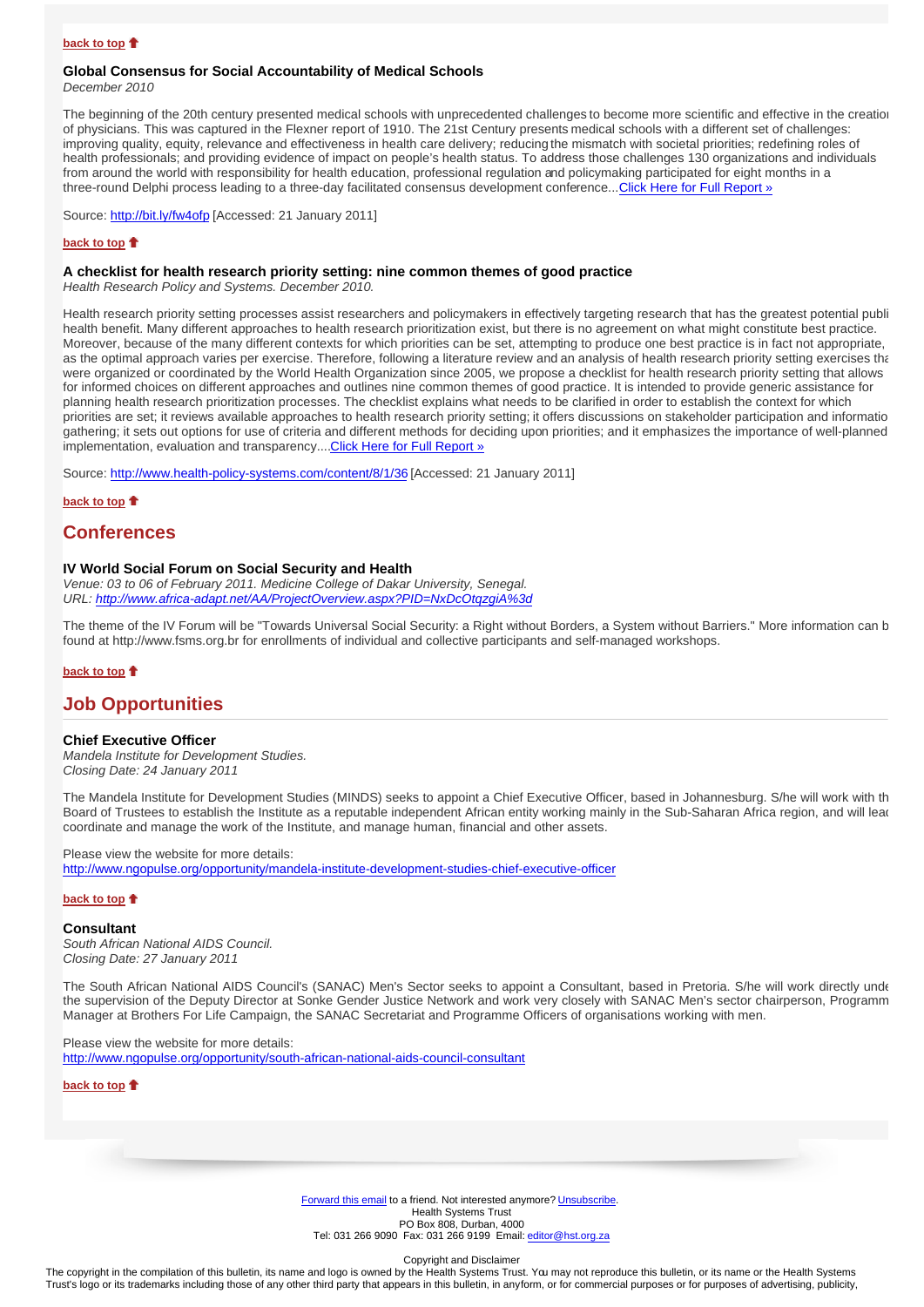**back to top**

### Global Consensus for Social Accountability of Medical Schools

*December 2010*

The beginning of the 20th century presented medical schools with unprecedented challenges to become more scientific and effective in the creatio of physicians. This was captured in the Flexner report of 1910. The 21st Century presents medical schools with a different set of challenges: improving quality, equity, relevance and effectiveness in health care delivery; reducing the mismatch with societal priorities; redefining roles of health professionals; and providing evidence of impact on people's health status. To address those challenges 130 organizations and individuals from around the world with responsibility for health education, professional regulation and policymaking participated for eight months in a three-round Delphi process leading to a three-day facilitated consensus development conference...Click Here for Full Report »

Source: http://bit.ly/fw4ofp [Accessed: 21 January 2011]

**back to top**

### A checklist for health research priority setting: nine common themes of good practice

*Health Research Policy and Systems. December 2010.*

Health research priority setting processes assist researchers and policymakers in effectively targeting research that has the greatest potential publi health benefit. Many different approaches to health research prioritization exist, but there is no agreement on what might constitute best practice. Moreover, because of the many different contexts for which priorities can be set, attempting to produce one best practice is in fact not appropriate, as the optimal approach varies per exercise. Therefore, following a literature review and an analysis of health research priority setting exercises tha were organized or coordinated by the World Health Organization since 2005, we propose a checklist for health research priority setting that allows for informed choices on different approaches and outlines nine common themes of good practice. It is intended to provide generic assistance for planning health research prioritization processes. The checklist explains what needs to be clarified in order to establish the context for which priorities are set; it reviews available approaches to health research priority setting; it offers discussions on stakeholder participation and informatio gathering; it sets out options for use of criteria and different methods for deciding upon priorities; and it emphasizes the importance of well-planned implementation, evaluation and transparency....Click Here for Full Report »

Source: http://www.health-policy-systems.com/content/8/1/36 [Accessed: 21 January 2011]

**back to top**

## Conferences

### IV World Social Forum on Social Security and Health

*Venue: 03 to 06 of February 2011. Medicine College of Dakar University, Senegal.*
*URL: http://www.africa-adapt.net/AA/ProjectOverview.aspx?PID=NxDcOtqzgiA%3d*

The theme of the IV Forum will be "Towards Universal Social Security: a Right without Borders, a System without Barriers." More information can b found at http://www.fsms.org.br for enrollments of individual and collective participants and self-managed workshops.

**back to top**

## Job Opportunities

### Chief Executive Officer

*Mandela Institute for Development Studies.*
*Closing Date: 24 January 2011*

The Mandela Institute for Development Studies (MINDS) seeks to appoint a Chief Executive Officer, based in Johannesburg. S/he will work with th Board of Trustees to establish the Institute as a reputable independent African entity working mainly in the Sub-Saharan Africa region, and will lead coordinate and manage the work of the Institute, and manage human, financial and other assets.

Please view the website for more details:
http://www.ngopulse.org/opportunity/mandela-institute-development-studies-chief-executive-officer

**back to top**

### Consultant

*South African National AIDS Council.*
*Closing Date: 27 January 2011*

The South African National AIDS Council's (SANAC) Men's Sector seeks to appoint a Consultant, based in Pretoria. S/he will work directly unde the supervision of the Deputy Director at Sonke Gender Justice Network and work very closely with SANAC Men's sector chairperson, Programm Manager at Brothers For Life Campaign, the SANAC Secretariat and Programme Officers of organisations working with men.

Please view the website for more details:
http://www.ngopulse.org/opportunity/south-african-national-aids-council-consultant

**back to top**

Forward this email to a friend. Not interested anymore? Unsubscribe.
Health Systems Trust
PO Box 808, Durban, 4000
Tel: 031 266 9090 Fax: 031 266 9199 Email: editor@hst.org.za

Copyright and Disclaimer
The copyright in the compilation of this bulletin, its name and logo is owned by the Health Systems Trust. You may not reproduce this bulletin, or its name or the Health Systems Trust's logo or its trademarks including those of any other third party that appears in this bulletin, in anyform, or for commercial purposes or for purposes of advertising, publicity,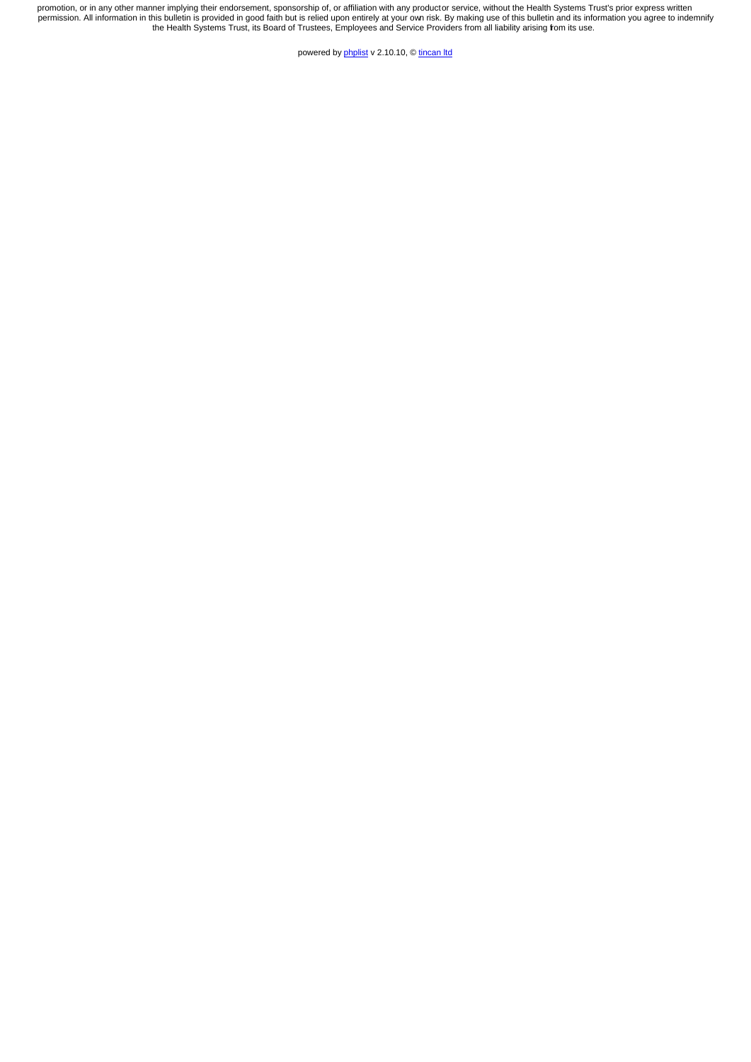promotion, or in any other manner implying their endorsement, sponsorship of, or affiliation with any product or service, without the Health Systems Trust's prior express written permission. All information in this bulletin is provided in good faith but is relied upon entirely at your own risk. By making use of this bulletin and its information you agree to indemnify the Health Systems Trust, its Board of Trustees, Employees and Service Providers from all liability arising from its use.

powered by phplist v 2.10.10, © tincan ltd